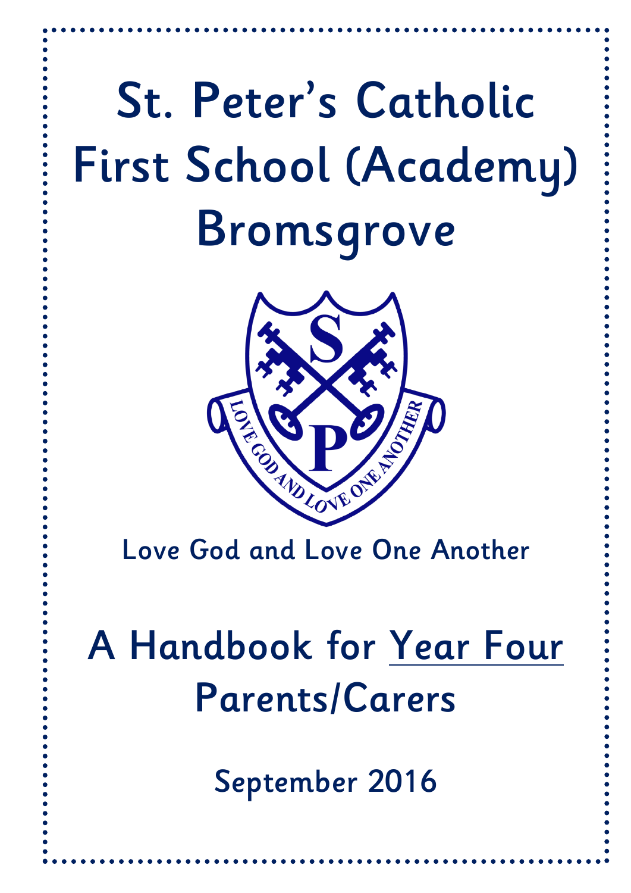# St. Peter's Catholic First School (Academy) Bromsgrove

Love God and Love One Another

## A Handbook for Year Four Parents/Carers

September 2016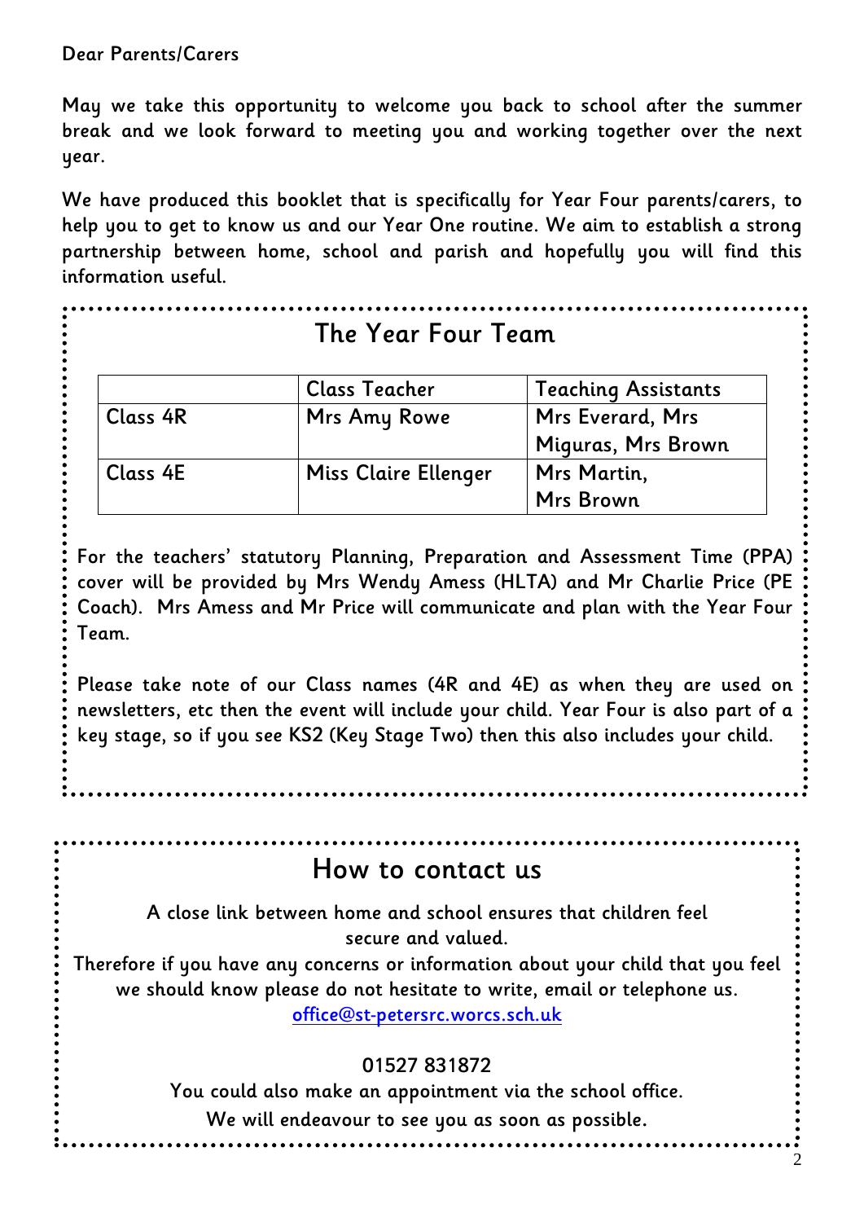Dear Parents/Carers

May we take this opportunity to welcome you back to school after the summer break and we look forward to meeting you and working together over the next year.

We have produced this booklet that is specifically for Year Four parents/carers, to help you to get to know us and our Year One routine. We aim to establish a strong partnership between home, school and parish and hopefully you will find this information useful.

## The Year Four Team

| | Class Teacher | Teaching Assistants |
|---|---|---|
| Class 4R | Mrs Amy Rowe | Mrs Everard, Mrs Miguras, Mrs Brown |
| Class 4E | Miss Claire Ellenger | Mrs Martin, Mrs Brown |

For the teachers' statutory Planning, Preparation and Assessment Time (PPA) cover will be provided by Mrs Wendy Amess (HLTA) and Mr Charlie Price (PE Coach). Mrs Amess and Mr Price will communicate and plan with the Year Four Team.

Please take note of our Class names (4R and 4E) as when they are used on newsletters, etc then the event will include your child. Year Four is also part of a key stage, so if you see KS2 (Key Stage Two) then this also includes your child.

## How to contact us

A close link between home and school ensures that children feel secure and valued.

Therefore if you have any concerns or information about your child that you feel we should know please do not hesitate to write, email or telephone us.

office@st-petersrc.worcs.sch.uk

01527 831872

You could also make an appointment via the school office.

We will endeavour to see you as soon as possible.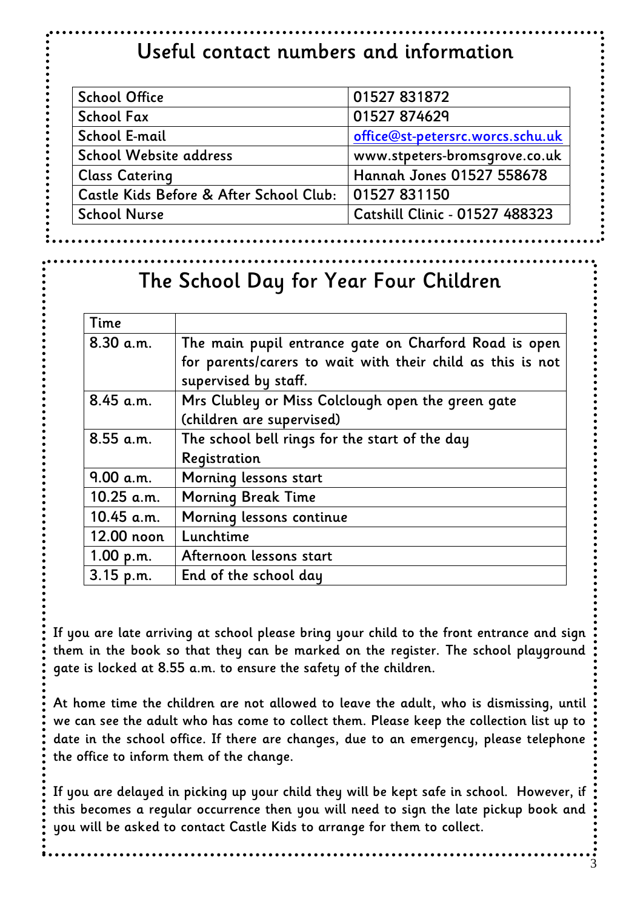## Useful contact numbers and information

| | |
|---|---|
| School Office | 01527 831872 |
| School Fax | 01527 874629 |
| School E-mail | office@st-petersrc.worcs.schu.uk |
| School Website address | www.stpeters-bromsgrove.co.uk |
| Class Catering | Hannah Jones 01527 558678 |
| Castle Kids Before & After School Club: | 01527 831150 |
| School Nurse | Catshill Clinic - 01527 488323 |

## The School Day for Year Four Children

| Time | |
|---|---|
| 8.30 a.m. | The main pupil entrance gate on Charford Road is open for parents/carers to wait with their child as this is not supervised by staff. |
| 8.45 a.m. | Mrs Clubley or Miss Colclough open the green gate (children are supervised) |
| 8.55 a.m. | The school bell rings for the start of the day Registration |
| 9.00 a.m. | Morning lessons start |
| 10.25 a.m. | Morning Break Time |
| 10.45 a.m. | Morning lessons continue |
| 12.00 noon | Lunchtime |
| 1.00 p.m. | Afternoon lessons start |
| 3.15 p.m. | End of the school day |

If you are late arriving at school please bring your child to the front entrance and sign them in the book so that they can be marked on the register. The school playground gate is locked at 8.55 a.m. to ensure the safety of the children.

At home time the children are not allowed to leave the adult, who is dismissing, until we can see the adult who has come to collect them. Please keep the collection list up to date in the school office. If there are changes, due to an emergency, please telephone the office to inform them of the change.

If you are delayed in picking up your child they will be kept safe in school. However, if this becomes a regular occurrence then you will need to sign the late pickup book and you will be asked to contact Castle Kids to arrange for them to collect.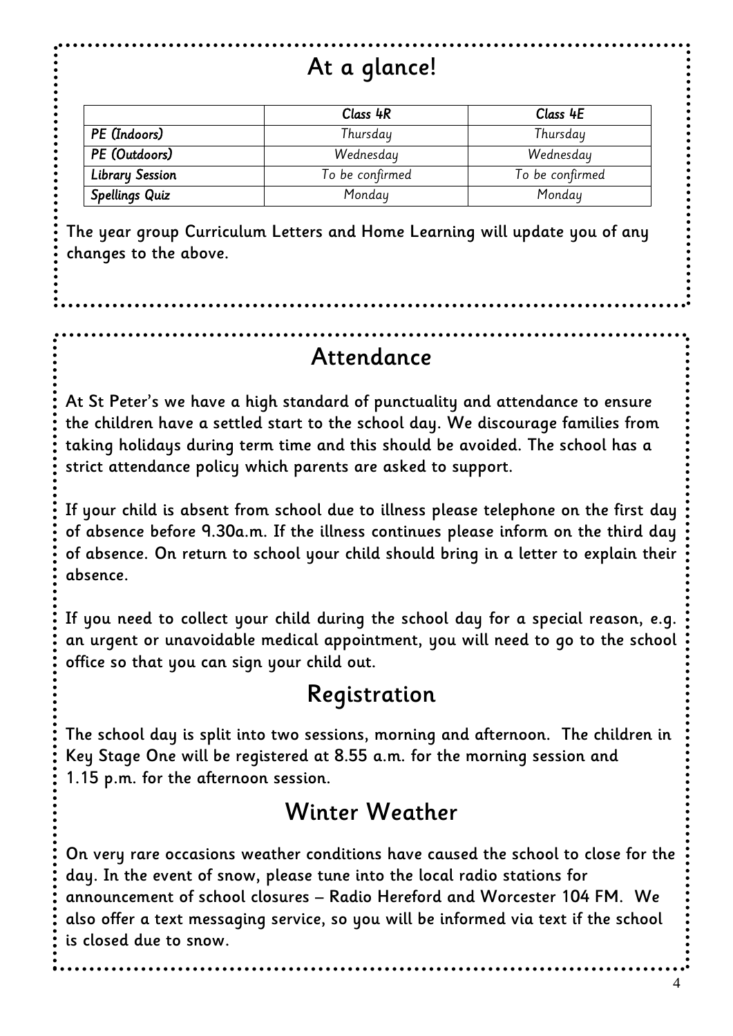# At a glance!

| | Class 4R | Class 4E |
|---|---|---|
| PE (Indoors) | Thursday | Thursday |
| PE (Outdoors) | Wednesday | Wednesday |
| Library Session | To be confirmed | To be confirmed |
| Spellings Quiz | Monday | Monday |

The year group Curriculum Letters and Home Learning will update you of any changes to the above.

# Attendance

At St Peter's we have a high standard of punctuality and attendance to ensure the children have a settled start to the school day. We discourage families from taking holidays during term time and this should be avoided. The school has a strict attendance policy which parents are asked to support.

If your child is absent from school due to illness please telephone on the first day of absence before 9.30a.m. If the illness continues please inform on the third day of absence. On return to school your child should bring in a letter to explain their absence.

If you need to collect your child during the school day for a special reason, e.g. an urgent or unavoidable medical appointment, you will need to go to the school office so that you can sign your child out.

# Registration

The school day is split into two sessions, morning and afternoon. The children in Key Stage One will be registered at 8.55 a.m. for the morning session and 1.15 p.m. for the afternoon session.

# Winter Weather

On very rare occasions weather conditions have caused the school to close for the day. In the event of snow, please tune into the local radio stations for announcement of school closures – Radio Hereford and Worcester 104 FM. We also offer a text messaging service, so you will be informed via text if the school is closed due to snow.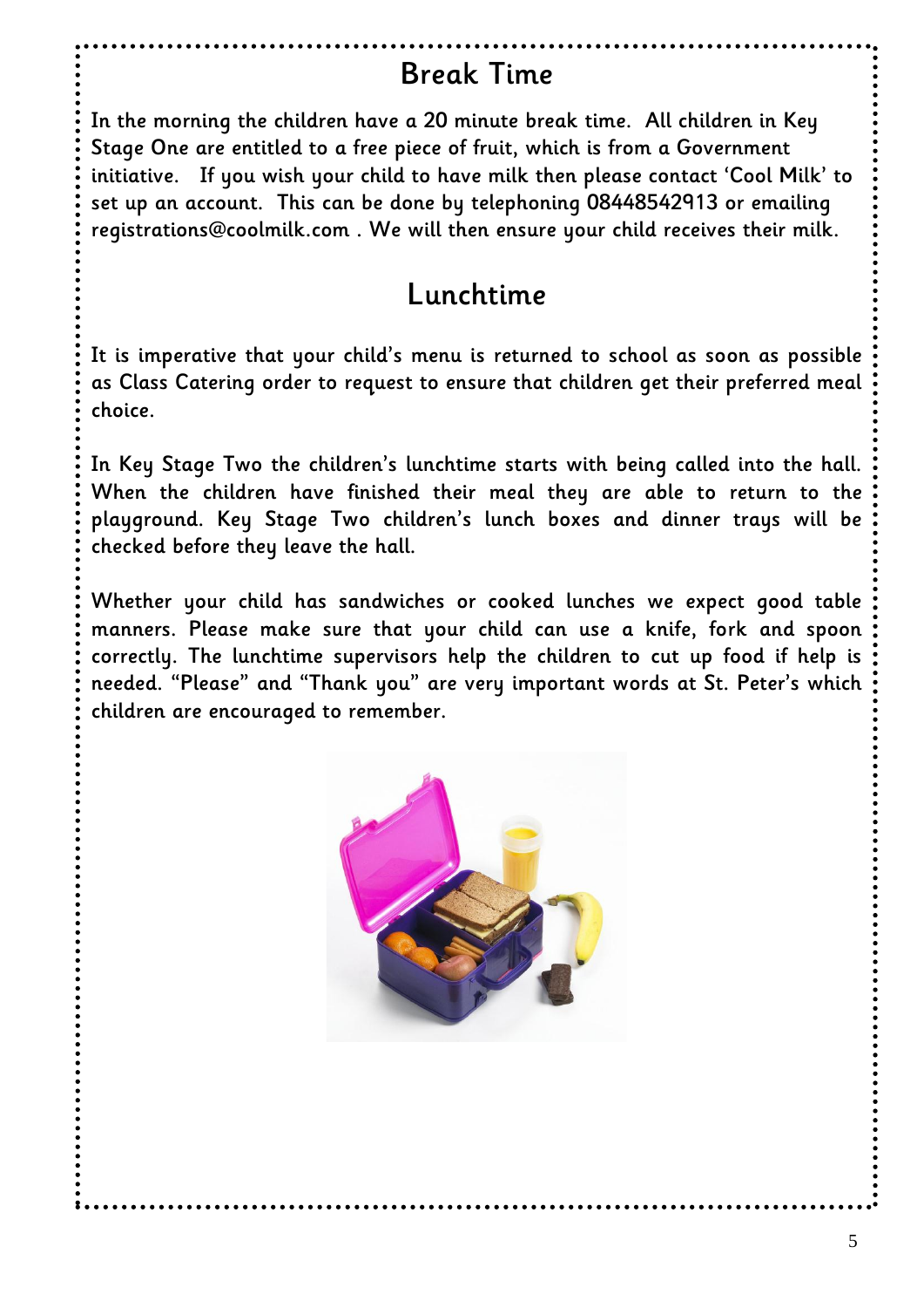## Break Time

In the morning the children have a 20 minute break time. All children in Key Stage One are entitled to a free piece of fruit, which is from a Government initiative. If you wish your child to have milk then please contact 'Cool Milk' to set up an account. This can be done by telephoning 08448542913 or emailing registrations@coolmilk.com . We will then ensure your child receives their milk.

## Lunchtime

It is imperative that your child's menu is returned to school as soon as possible as Class Catering order to request to ensure that children get their preferred meal choice.

In Key Stage Two the children's lunchtime starts with being called into the hall. When the children have finished their meal they are able to return to the playground. Key Stage Two children's lunch boxes and dinner trays will be checked before they leave the hall.

Whether your child has sandwiches or cooked lunches we expect good table manners. Please make sure that your child can use a knife, fork and spoon correctly. The lunchtime supervisors help the children to cut up food if help is needed. "Please" and "Thank you" are very important words at St. Peter's which children are encouraged to remember.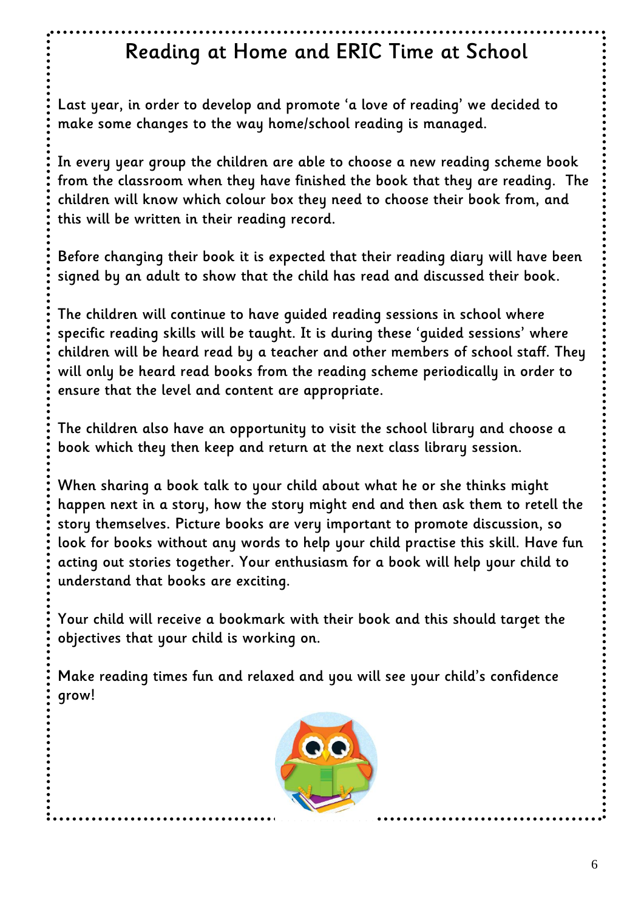# Reading at Home and ERIC Time at School

Last year, in order to develop and promote 'a love of reading' we decided to make some changes to the way home/school reading is managed.

In every year group the children are able to choose a new reading scheme book from the classroom when they have finished the book that they are reading. The children will know which colour box they need to choose their book from, and this will be written in their reading record.

Before changing their book it is expected that their reading diary will have been signed by an adult to show that the child has read and discussed their book.

The children will continue to have guided reading sessions in school where specific reading skills will be taught. It is during these 'guided sessions' where children will be heard read by a teacher and other members of school staff. They will only be heard read books from the reading scheme periodically in order to ensure that the level and content are appropriate.

The children also have an opportunity to visit the school library and choose a book which they then keep and return at the next class library session.

When sharing a book talk to your child about what he or she thinks might happen next in a story, how the story might end and then ask them to retell the story themselves. Picture books are very important to promote discussion, so look for books without any words to help your child practise this skill. Have fun acting out stories together. Your enthusiasm for a book will help your child to understand that books are exciting.

Your child will receive a bookmark with their book and this should target the objectives that your child is working on.

Make reading times fun and relaxed and you will see your child's confidence grow!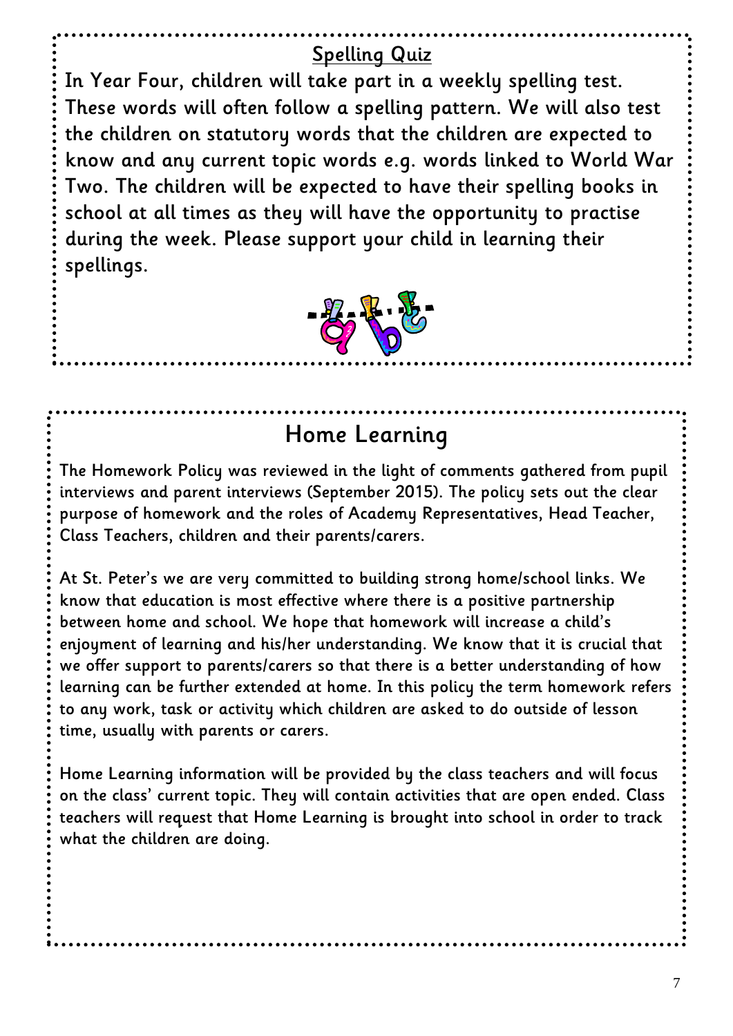## Spelling Quiz

In Year Four, children will take part in a weekly spelling test. These words will often follow a spelling pattern. We will also test the children on statutory words that the children are expected to know and any current topic words e.g. words linked to World War Two. The children will be expected to have their spelling books in school at all times as they will have the opportunity to practise during the week. Please support your child in learning their spellings.

## Home Learning

The Homework Policy was reviewed in the light of comments gathered from pupil interviews and parent interviews (September 2015). The policy sets out the clear purpose of homework and the roles of Academy Representatives, Head Teacher, Class Teachers, children and their parents/carers.

At St. Peter's we are very committed to building strong home/school links. We know that education is most effective where there is a positive partnership between home and school. We hope that homework will increase a child's enjoyment of learning and his/her understanding. We know that it is crucial that we offer support to parents/carers so that there is a better understanding of how learning can be further extended at home. In this policy the term homework refers to any work, task or activity which children are asked to do outside of lesson time, usually with parents or carers.

Home Learning information will be provided by the class teachers and will focus on the class' current topic. They will contain activities that are open ended. Class teachers will request that Home Learning is brought into school in order to track what the children are doing.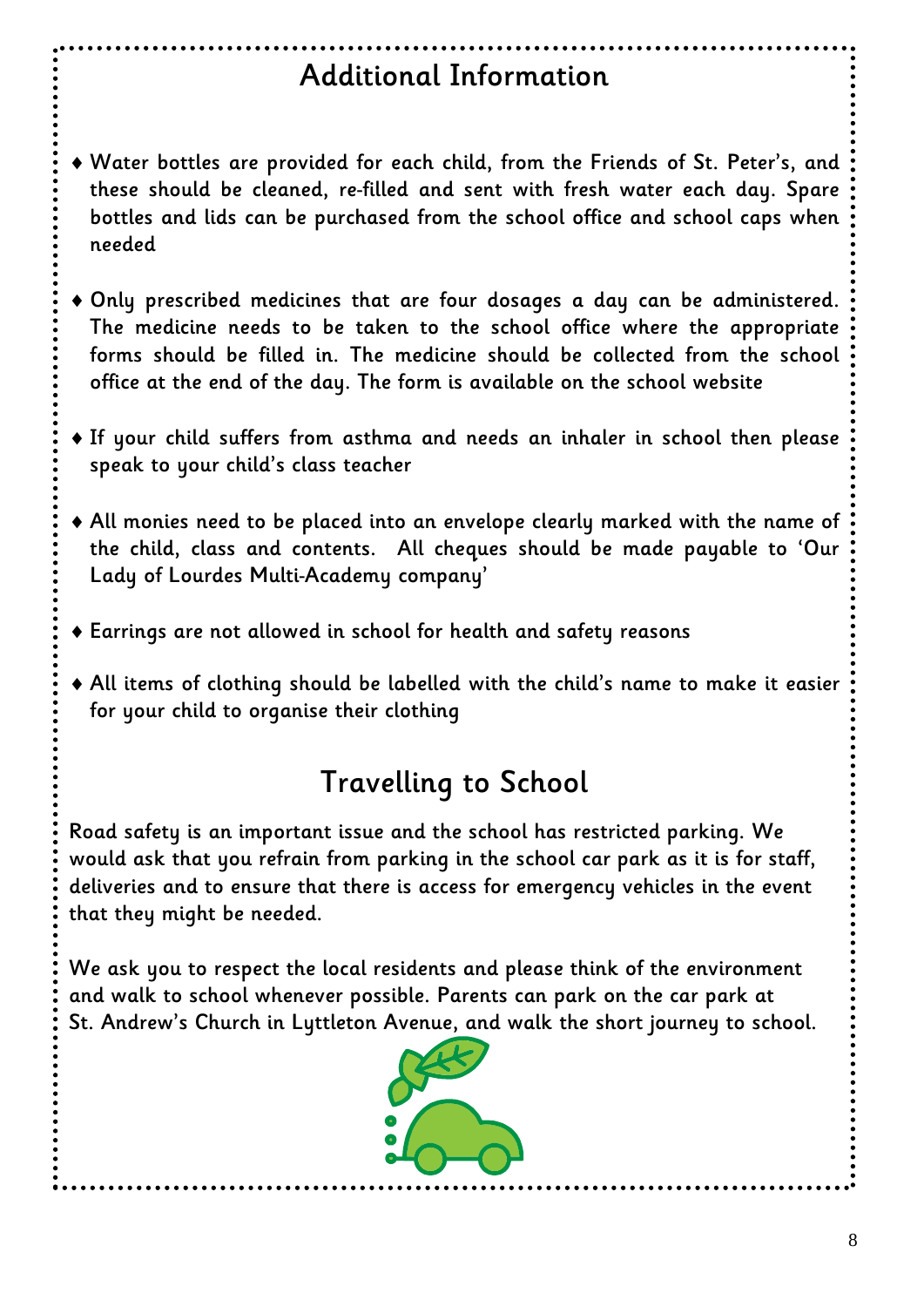# Additional Information

- Water bottles are provided for each child, from the Friends of St. Peter's, and these should be cleaned, re-filled and sent with fresh water each day. Spare bottles and lids can be purchased from the school office and school caps when needed
- Only prescribed medicines that are four dosages a day can be administered. The medicine needs to be taken to the school office where the appropriate forms should be filled in. The medicine should be collected from the school office at the end of the day. The form is available on the school website
- If your child suffers from asthma and needs an inhaler in school then please speak to your child's class teacher
- All monies need to be placed into an envelope clearly marked with the name of the child, class and contents. All cheques should be made payable to 'Our Lady of Lourdes Multi-Academy company'
- Earrings are not allowed in school for health and safety reasons
- All items of clothing should be labelled with the child's name to make it easier for your child to organise their clothing

# Travelling to School

Road safety is an important issue and the school has restricted parking. We would ask that you refrain from parking in the school car park as it is for staff, deliveries and to ensure that there is access for emergency vehicles in the event that they might be needed.

We ask you to respect the local residents and please think of the environment and walk to school whenever possible. Parents can park on the car park at St. Andrew's Church in Lyttleton Avenue, and walk the short journey to school.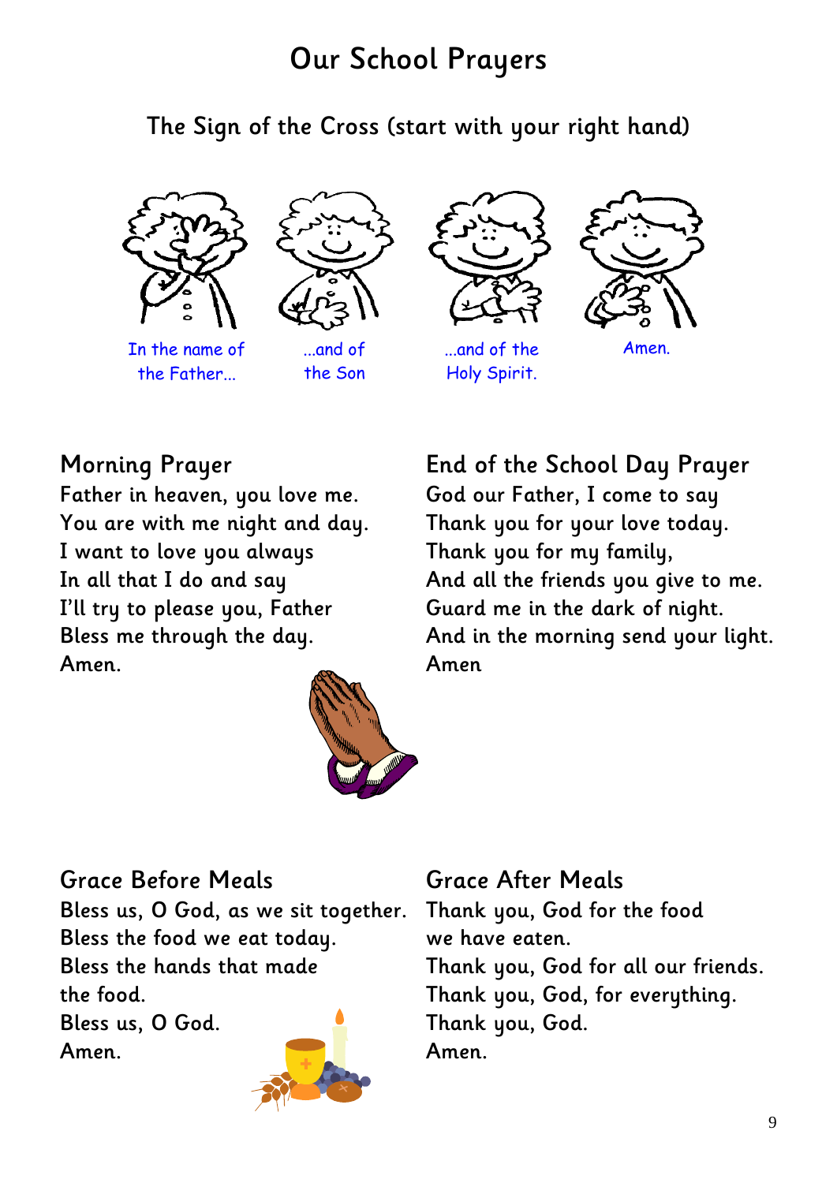# Our School Prayers

## The Sign of the Cross (start with your right hand)

In the name of the Father...

...and of the Son

...and of the Holy Spirit.

Amen.

### Morning Prayer

Father in heaven, you love me.
You are with me night and day.
I want to love you always
In all that I do and say
I'll try to please you, Father
Bless me through the day.
Amen.

### End of the School Day Prayer

God our Father, I come to say
Thank you for your love today.
Thank you for my family,
And all the friends you give to me.
Guard me in the dark of night.
And in the morning send your light.
Amen

### Grace Before Meals

Bless us, O God, as we sit together.
Bless the food we eat today.
Bless the hands that made
the food.
Bless us, O God.
Amen.

### Grace After Meals

Thank you, God for the food
we have eaten.
Thank you, God for all our friends.
Thank you, God, for everything.
Thank you, God.
Amen.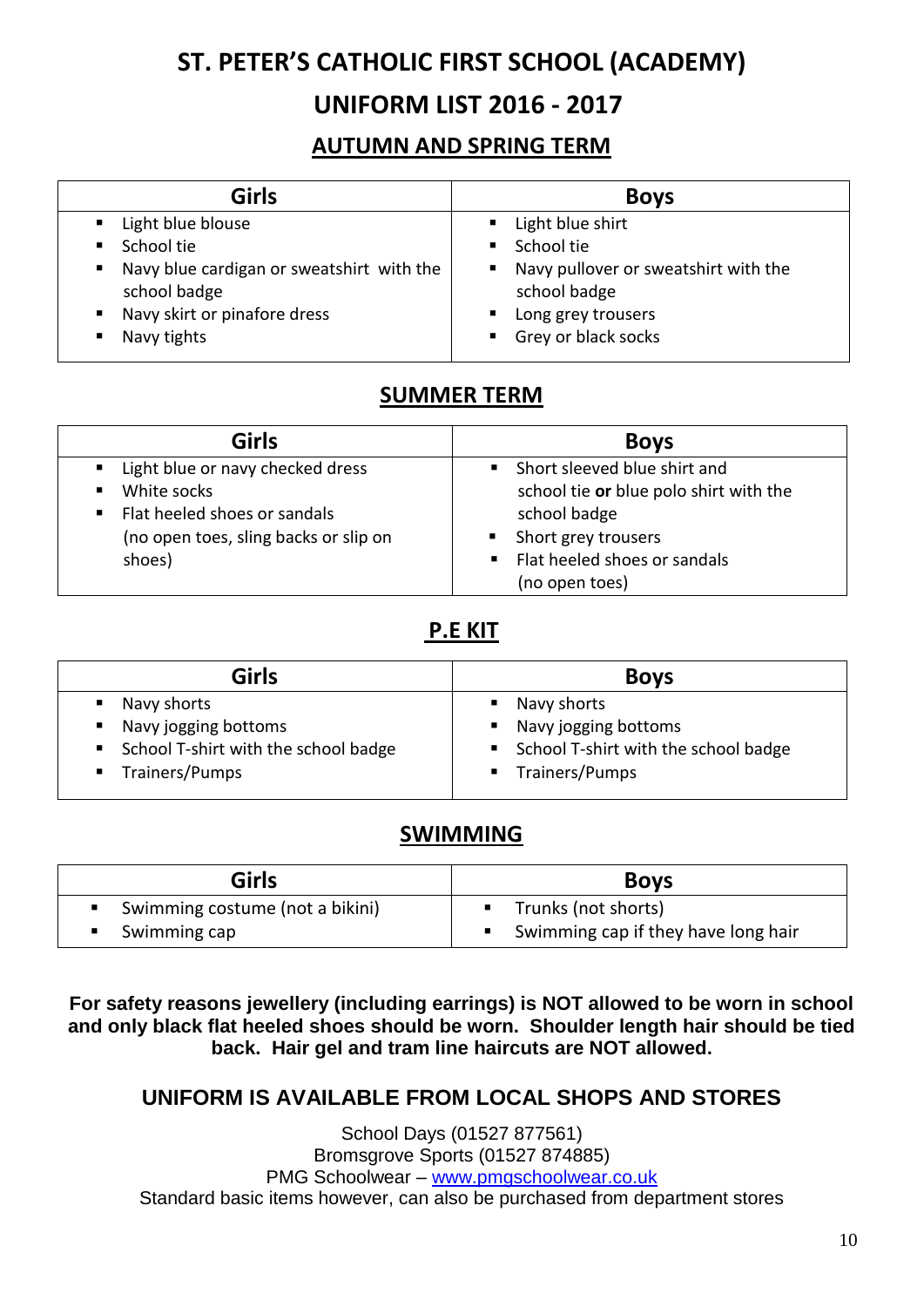# ST. PETER'S CATHOLIC FIRST SCHOOL (ACADEMY)

# UNIFORM LIST 2016 - 2017

## AUTUMN AND SPRING TERM

| Girls | Boys |
|---|---|
| ▪ Light blue blouse<br>▪ School tie<br>▪ Navy blue cardigan or sweatshirt with the school badge<br>▪ Navy skirt or pinafore dress<br>▪ Navy tights | ▪ Light blue shirt<br>▪ School tie<br>▪ Navy pullover or sweatshirt with the school badge<br>▪ Long grey trousers<br>▪ Grey or black socks |

## SUMMER TERM

| Girls | Boys |
|---|---|
| ▪ Light blue or navy checked dress<br>▪ White socks<br>▪ Flat heeled shoes or sandals (no open toes, sling backs or slip on shoes) | ▪ Short sleeved blue shirt and school tie **or** blue polo shirt with the school badge<br>▪ Short grey trousers<br>▪ Flat heeled shoes or sandals (no open toes) |

## P.E KIT

| Girls | Boys |
|---|---|
| ▪ Navy shorts<br>▪ Navy jogging bottoms<br>▪ School T-shirt with the school badge<br>▪ Trainers/Pumps | ▪ Navy shorts<br>▪ Navy jogging bottoms<br>▪ School T-shirt with the school badge<br>▪ Trainers/Pumps |

## SWIMMING

| Girls | Boys |
|---|---|
| ▪ Swimming costume (not a bikini)<br>▪ Swimming cap | ▪ Trunks (not shorts)<br>▪ Swimming cap if they have long hair |

**For safety reasons jewellery (including earrings) is NOT allowed to be worn in school and only black flat heeled shoes should be worn. Shoulder length hair should be tied back. Hair gel and tram line haircuts are NOT allowed.**

### UNIFORM IS AVAILABLE FROM LOCAL SHOPS AND STORES

School Days (01527 877561)
Bromsgrove Sports (01527 874885)
PMG Schoolwear – www.pmgschoolwear.co.uk
Standard basic items however, can also be purchased from department stores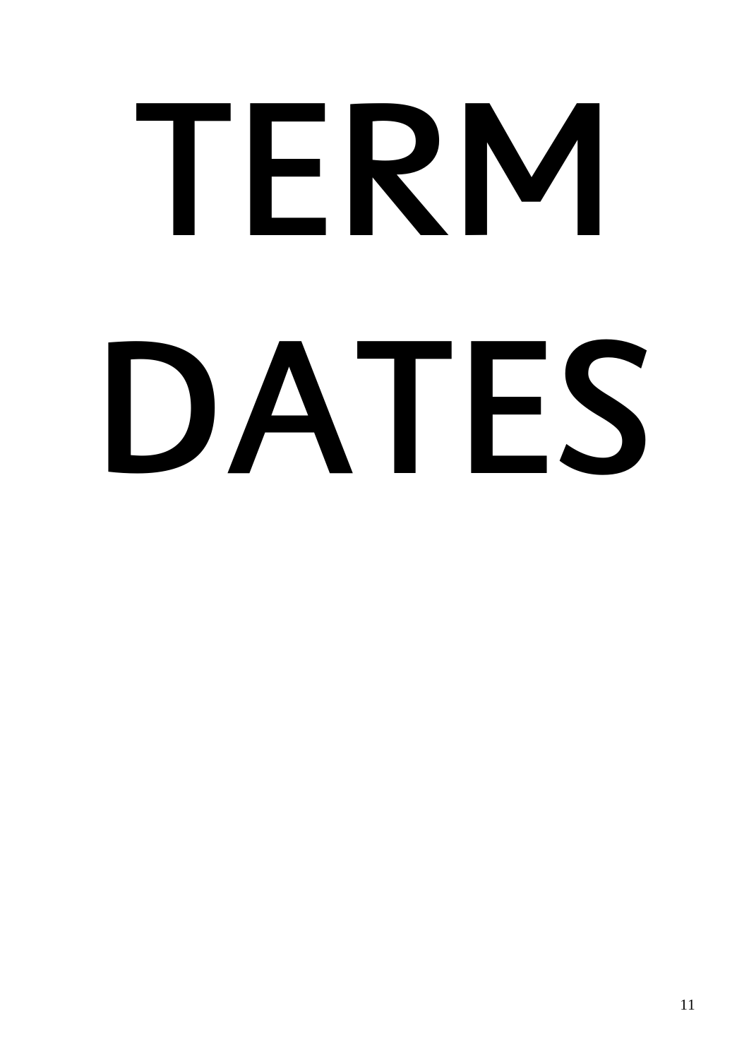# TERM DATES